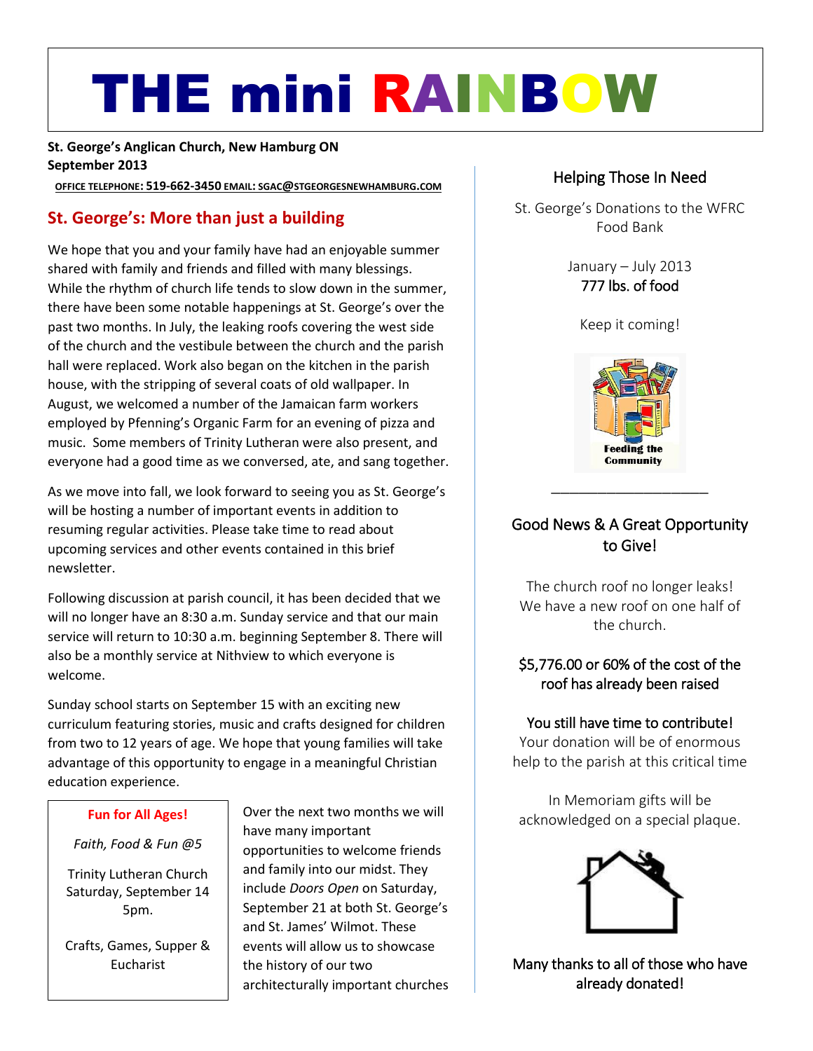# THE mini RAINBOW

**St. George's Anglican Church, New Hamburg ON**
**September 2013**

OFFICE TELEPHONE: 519-662-3450 EMAIL: SGAC@STGEORGESNEWHAMBURG.COM

## St. George's: More than just a building

We hope that you and your family have had an enjoyable summer shared with family and friends and filled with many blessings. While the rhythm of church life tends to slow down in the summer, there have been some notable happenings at St. George's over the past two months. In July, the leaking roofs covering the west side of the church and the vestibule between the church and the parish hall were replaced. Work also began on the kitchen in the parish house, with the stripping of several coats of old wallpaper. In August, we welcomed a number of the Jamaican farm workers employed by Pfenning's Organic Farm for an evening of pizza and music. Some members of Trinity Lutheran were also present, and everyone had a good time as we conversed, ate, and sang together.

As we move into fall, we look forward to seeing you as St. George's will be hosting a number of important events in addition to resuming regular activities. Please take time to read about upcoming services and other events contained in this brief newsletter.

Following discussion at parish council, it has been decided that we will no longer have an 8:30 a.m. Sunday service and that our main service will return to 10:30 a.m. beginning September 8. There will also be a monthly service at Nithview to which everyone is welcome.

Sunday school starts on September 15 with an exciting new curriculum featuring stories, music and crafts designed for children from two to 12 years of age. We hope that young families will take advantage of this opportunity to engage in a meaningful Christian education experience.

**Fun for All Ages!**

*Faith, Food & Fun @5*

Trinity Lutheran Church
Saturday, September 14
5pm.

Crafts, Games, Supper & Eucharist

Over the next two months we will have many important opportunities to welcome friends and family into our midst. They include *Doors Open* on Saturday, September 21 at both St. George's and St. James' Wilmot. These events will allow us to showcase the history of our two architecturally important churches

### Helping Those In Need

St. George's Donations to the WFRC Food Bank

January – July 2013
777 lbs. of food

Keep it coming!

Feeding the Community

---

### Good News & A Great Opportunity to Give!

The church roof no longer leaks! We have a new roof on one half of the church.

$5,776.00 or 60% of the cost of the roof has already been raised

You still have time to contribute!
Your donation will be of enormous help to the parish at this critical time

In Memoriam gifts will be acknowledged on a special plaque.

Many thanks to all of those who have already donated!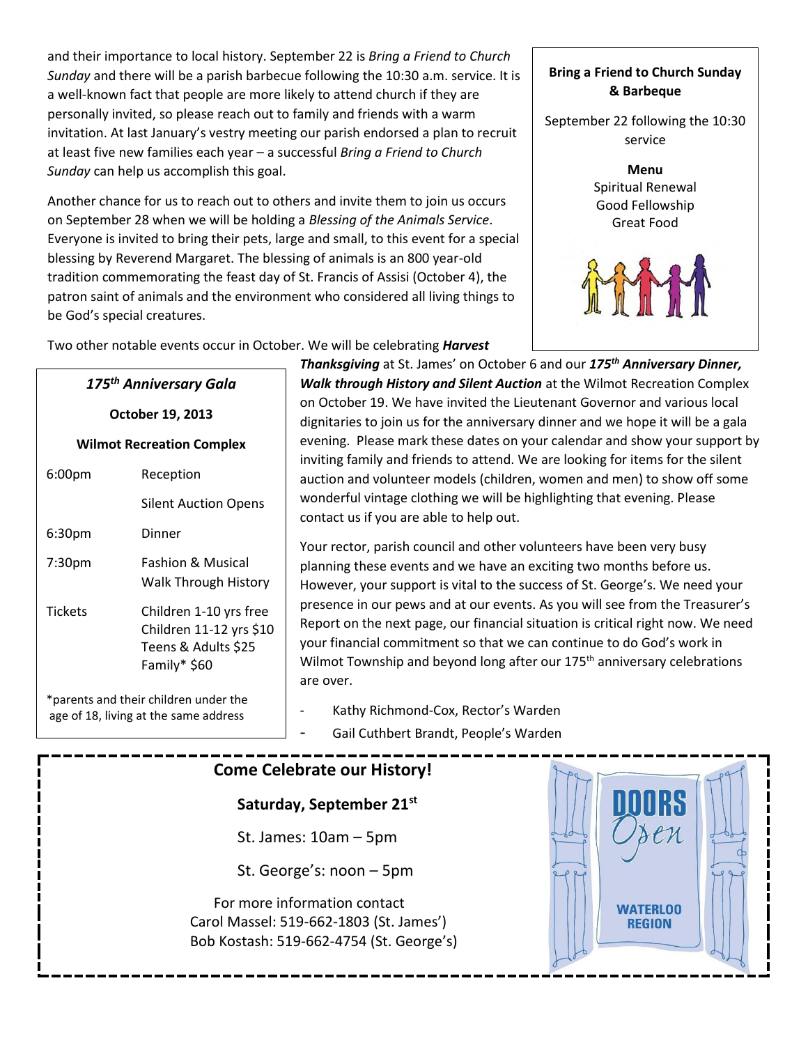and their importance to local history. September 22 is *Bring a Friend to Church Sunday* and there will be a parish barbecue following the 10:30 a.m. service. It is a well-known fact that people are more likely to attend church if they are personally invited, so please reach out to family and friends with a warm invitation. At last January's vestry meeting our parish endorsed a plan to recruit at least five new families each year – a successful *Bring a Friend to Church Sunday* can help us accomplish this goal.

Another chance for us to reach out to others and invite them to join us occurs on September 28 when we will be holding a *Blessing of the Animals Service*. Everyone is invited to bring their pets, large and small, to this event for a special blessing by Reverend Margaret. The blessing of animals is an 800 year-old tradition commemorating the feast day of St. Francis of Assisi (October 4), the patron saint of animals and the environment who considered all living things to be God's special creatures.

**Bring a Friend to Church Sunday & Barbeque**

September 22 following the 10:30 service

**Menu**

Spiritual Renewal
Good Fellowship
Great Food

Two other notable events occur in October. We will be celebrating ***Harvest Thanksgiving*** at St. James' on October 6 and our ***175th Anniversary Dinner, Walk through History and Silent Auction*** at the Wilmot Recreation Complex on October 19. We have invited the Lieutenant Governor and various local dignitaries to join us for the anniversary dinner and we hope it will be a gala evening. Please mark these dates on your calendar and show your support by inviting family and friends to attend. We are looking for items for the silent auction and volunteer models (children, women and men) to show off some wonderful vintage clothing we will be highlighting that evening. Please contact us if you are able to help out.

Your rector, parish council and other volunteers have been very busy planning these events and we have an exciting two months before us. However, your support is vital to the success of St. George's. We need your presence in our pews and at our events. As you will see from the Treasurer's Report on the next page, our financial situation is critical right now. We need your financial commitment so that we can continue to do God's work in Wilmot Township and beyond long after our 175th anniversary celebrations are over.

- Kathy Richmond-Cox, Rector's Warden
- Gail Cuthbert Brandt, People's Warden

***175th Anniversary Gala***

**October 19, 2013**

**Wilmot Recreation Complex**

| | |
|---|---|
| 6:00pm | Reception |
| | Silent Auction Opens |
| 6:30pm | Dinner |
| 7:30pm | Fashion & Musical Walk Through History |
| Tickets | Children 1-10 yrs free<br>Children 11-12 yrs $10<br>Teens & Adults $25<br>Family* $60 |

*parents and their children under the age of 18, living at the same address

**Come Celebrate our History!**

**Saturday, September 21st**

St. James: 10am – 5pm

St. George's: noon – 5pm

For more information contact
Carol Massel: 519-662-1803 (St. James')
Bob Kostash: 519-662-4754 (St. George's)

DOORS Open WATERLOO REGION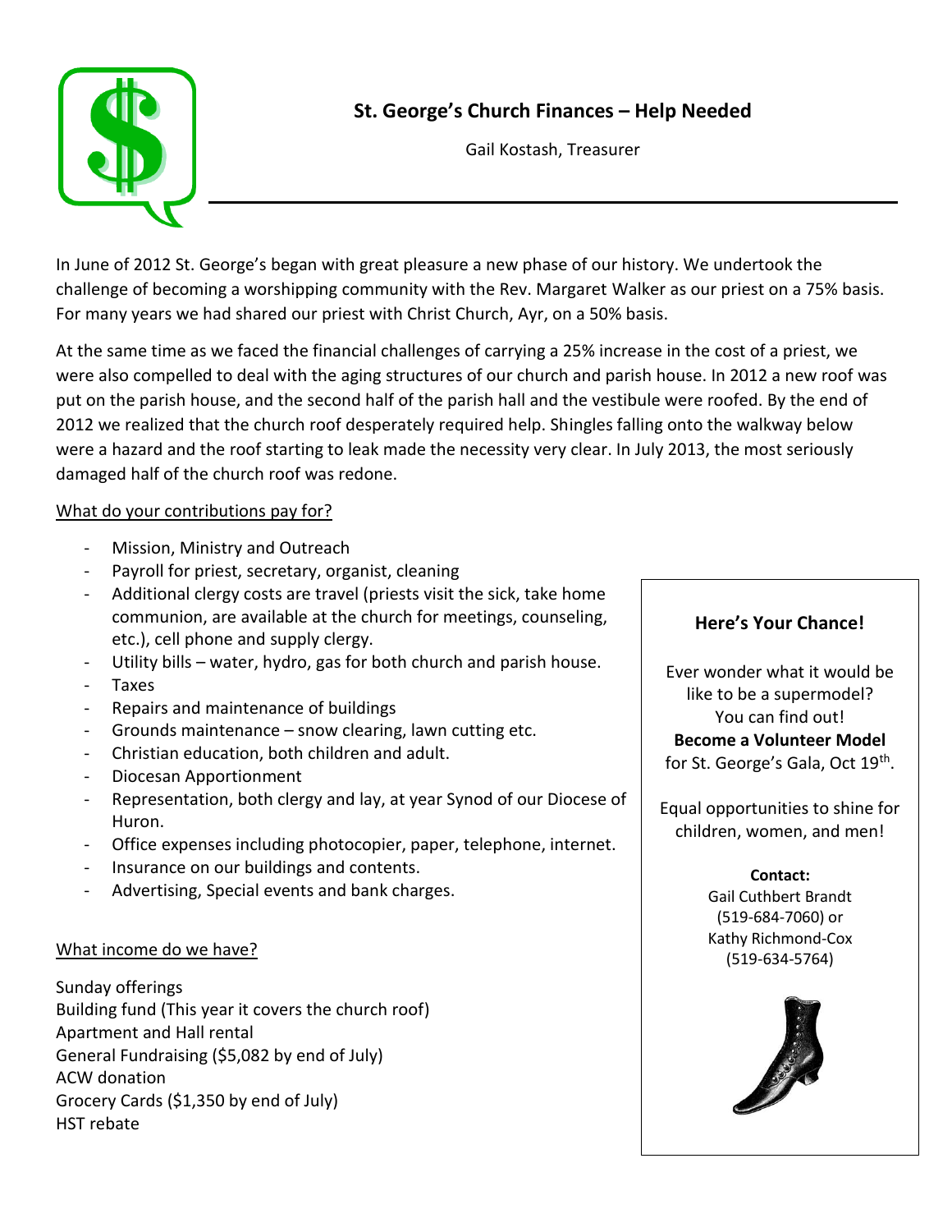# St. George's Church Finances – Help Needed

Gail Kostash, Treasurer

In June of 2012 St. George's began with great pleasure a new phase of our history. We undertook the challenge of becoming a worshipping community with the Rev. Margaret Walker as our priest on a 75% basis. For many years we had shared our priest with Christ Church, Ayr, on a 50% basis.

At the same time as we faced the financial challenges of carrying a 25% increase in the cost of a priest, we were also compelled to deal with the aging structures of our church and parish house. In 2012 a new roof was put on the parish house, and the second half of the parish hall and the vestibule were roofed. By the end of 2012 we realized that the church roof desperately required help. Shingles falling onto the walkway below were a hazard and the roof starting to leak made the necessity very clear. In July 2013, the most seriously damaged half of the church roof was redone.

<u>What do your contributions pay for?</u>

- Mission, Ministry and Outreach
- Payroll for priest, secretary, organist, cleaning
- Additional clergy costs are travel (priests visit the sick, take home communion, are available at the church for meetings, counseling, etc.), cell phone and supply clergy.
- Utility bills – water, hydro, gas for both church and parish house.
- Taxes
- Repairs and maintenance of buildings
- Grounds maintenance – snow clearing, lawn cutting etc.
- Christian education, both children and adult.
- Diocesan Apportionment
- Representation, both clergy and lay, at year Synod of our Diocese of Huron.
- Office expenses including photocopier, paper, telephone, internet.
- Insurance on our buildings and contents.
- Advertising, Special events and bank charges.

<u>What income do we have?</u>

Sunday offerings
Building fund (This year it covers the church roof)
Apartment and Hall rental
General Fundraising ($5,082 by end of July)
ACW donation
Grocery Cards ($1,350 by end of July)
HST rebate

---

**Here's Your Chance!**

Ever wonder what it would be like to be a supermodel? You can find out!
**Become a Volunteer Model** for St. George's Gala, Oct 19th.

Equal opportunities to shine for children, women, and men!

**Contact:**
Gail Cuthbert Brandt
(519-684-7060) or
Kathy Richmond-Cox
(519-634-5764)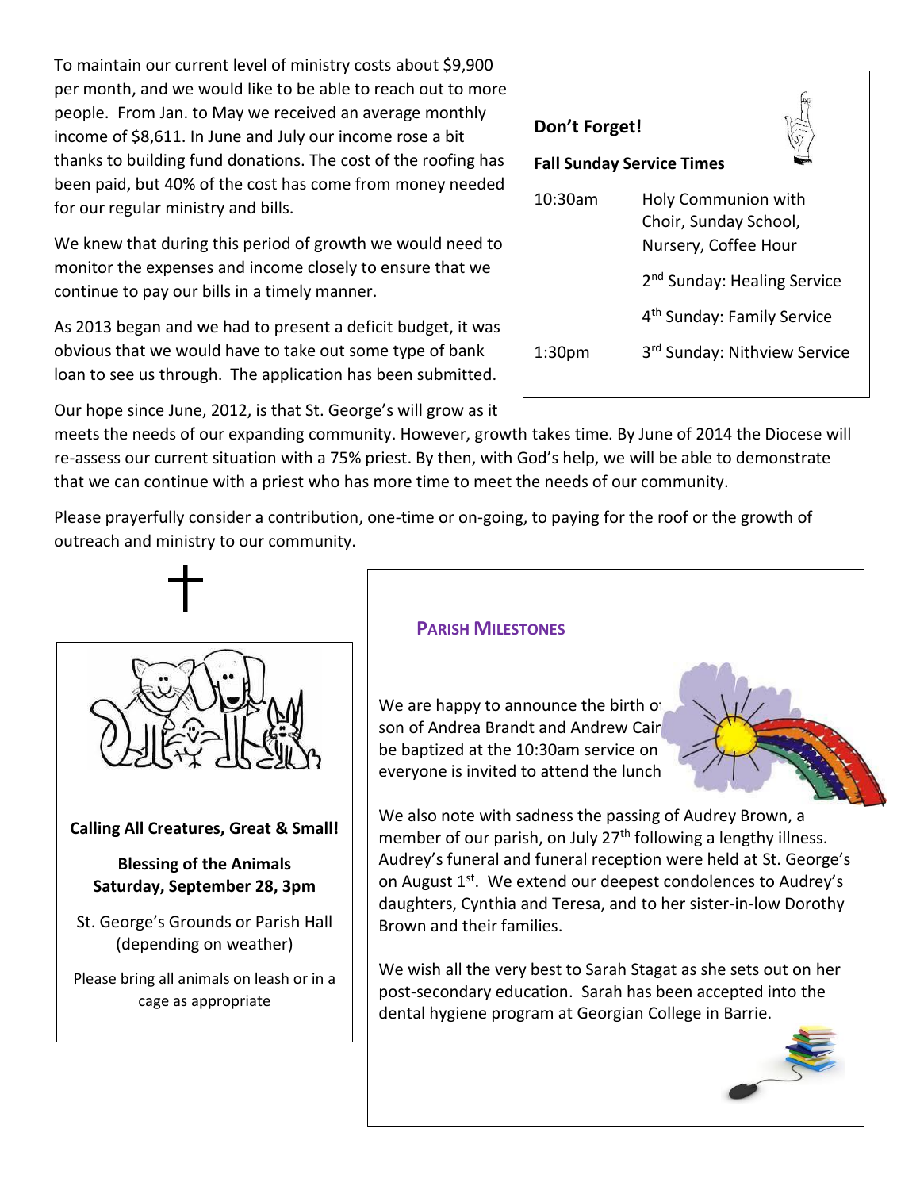To maintain our current level of ministry costs about $9,900 per month, and we would like to be able to reach out to more people. From Jan. to May we received an average monthly income of $8,611. In June and July our income rose a bit thanks to building fund donations. The cost of the roofing has been paid, but 40% of the cost has come from money needed for our regular ministry and bills.

We knew that during this period of growth we would need to monitor the expenses and income closely to ensure that we continue to pay our bills in a timely manner.

As 2013 began and we had to present a deficit budget, it was obvious that we would have to take out some type of bank loan to see us through. The application has been submitted.

Our hope since June, 2012, is that St. George's will grow as it meets the needs of our expanding community. However, growth takes time. By June of 2014 the Diocese will re-assess our current situation with a 75% priest. By then, with God's help, we will be able to demonstrate that we can continue with a priest who has more time to meet the needs of our community.

Please prayerfully consider a contribution, one-time or on-going, to paying for the roof or the growth of outreach and ministry to our community.

**Don't Forget!**

**Fall Sunday Service Times**

| | |
|---|---|
| 10:30am | Holy Communion with Choir, Sunday School, Nursery, Coffee Hour |
| | 2nd Sunday: Healing Service |
| | 4th Sunday: Family Service |
| 1:30pm | 3rd Sunday: Nithview Service |

**Calling All Creatures, Great & Small!**

**Blessing of the Animals**
**Saturday, September 28, 3pm**

St. George's Grounds or Parish Hall (depending on weather)

Please bring all animals on leash or in a cage as appropriate

## Parish Milestones

We are happy to announce the birth o son of Andrea Brandt and Andrew Cair be baptized at the 10:30am service on everyone is invited to attend the lunch

We also note with sadness the passing of Audrey Brown, a member of our parish, on July 27th following a lengthy illness. Audrey's funeral and funeral reception were held at St. George's on August 1st. We extend our deepest condolences to Audrey's daughters, Cynthia and Teresa, and to her sister-in-low Dorothy Brown and their families.

We wish all the very best to Sarah Stagat as she sets out on her post-secondary education. Sarah has been accepted into the dental hygiene program at Georgian College in Barrie.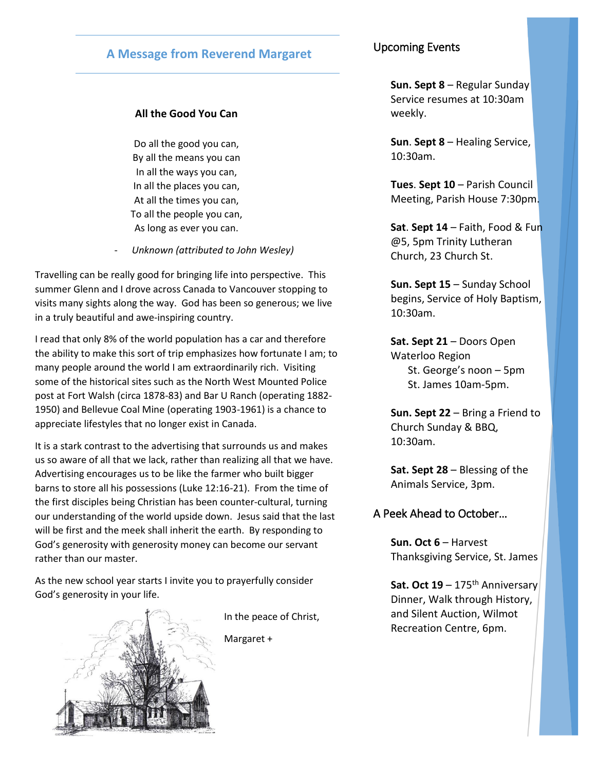## A Message from Reverend Margaret

**All the Good You Can**

Do all the good you can,
By all the means you can
In all the ways you can,
In all the places you can,
At all the times you can,
To all the people you can,
As long as ever you can.

- *Unknown (attributed to John Wesley)*

Travelling can be really good for bringing life into perspective. This summer Glenn and I drove across Canada to Vancouver stopping to visits many sights along the way. God has been so generous; we live in a truly beautiful and awe-inspiring country.

I read that only 8% of the world population has a car and therefore the ability to make this sort of trip emphasizes how fortunate I am; to many people around the world I am extraordinarily rich. Visiting some of the historical sites such as the North West Mounted Police post at Fort Walsh (circa 1878-83) and Bar U Ranch (operating 1882-1950) and Bellevue Coal Mine (operating 1903-1961) is a chance to appreciate lifestyles that no longer exist in Canada.

It is a stark contrast to the advertising that surrounds us and makes us so aware of all that we lack, rather than realizing all that we have. Advertising encourages us to be like the farmer who built bigger barns to store all his possessions (Luke 12:16-21). From the time of the first disciples being Christian has been counter-cultural, turning our understanding of the world upside down. Jesus said that the last will be first and the meek shall inherit the earth. By responding to God's generosity with generosity money can become our servant rather than our master.

As the new school year starts I invite you to prayerfully consider God's generosity in your life.

In the peace of Christ,

Margaret +

## Upcoming Events

**Sun. Sept 8** – Regular Sunday Service resumes at 10:30am weekly.

**Sun. Sept 8** – Healing Service, 10:30am.

**Tues. Sept 10** – Parish Council Meeting, Parish House 7:30pm.

**Sat. Sept 14** – Faith, Food & Fun @5, 5pm Trinity Lutheran Church, 23 Church St.

**Sun. Sept 15** – Sunday School begins, Service of Holy Baptism, 10:30am.

**Sat. Sept 21** – Doors Open Waterloo Region
St. George's noon – 5pm
St. James 10am-5pm.

**Sun. Sept 22** – Bring a Friend to Church Sunday & BBQ, 10:30am.

**Sat. Sept 28** – Blessing of the Animals Service, 3pm.

## A Peek Ahead to October…

**Sun. Oct 6** – Harvest Thanksgiving Service, St. James

**Sat. Oct 19** – 175th Anniversary Dinner, Walk through History, and Silent Auction, Wilmot Recreation Centre, 6pm.